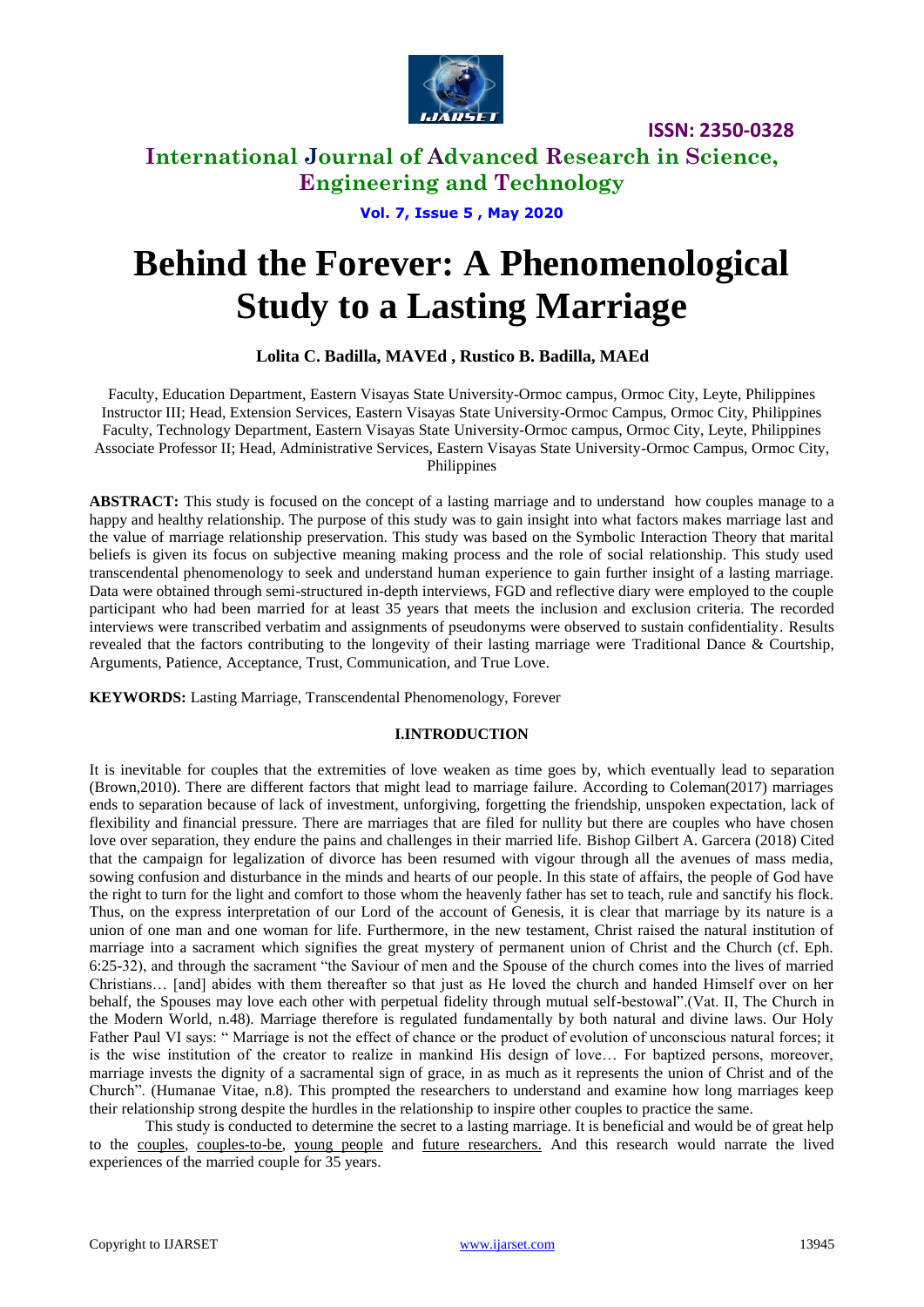# Behind the Forever: A Phenomenological Study to a Lasting Marriage

**Lolita C. Badilla, MAVEd , Rustico B. Badilla, MAEd**

Faculty, Education Department, Eastern Visayas State University-Ormoc campus, Ormoc City, Leyte, Philippines
Instructor III; Head, Extension Services, Eastern Visayas State University-Ormoc Campus, Ormoc City, Philippines
Faculty, Technology Department, Eastern Visayas State University-Ormoc campus, Ormoc City, Leyte, Philippines
Associate Professor II; Head, Administrative Services, Eastern Visayas State University-Ormoc Campus, Ormoc City, Philippines

**ABSTRACT:** This study is focused on the concept of a lasting marriage and to understand how couples manage to a happy and healthy relationship. The purpose of this study was to gain insight into what factors makes marriage last and the value of marriage relationship preservation. This study was based on the Symbolic Interaction Theory that marital beliefs is given its focus on subjective meaning making process and the role of social relationship. This study used transcendental phenomenology to seek and understand human experience to gain further insight of a lasting marriage. Data were obtained through semi-structured in-depth interviews, FGD and reflective diary were employed to the couple participant who had been married for at least 35 years that meets the inclusion and exclusion criteria. The recorded interviews were transcribed verbatim and assignments of pseudonyms were observed to sustain confidentiality. Results revealed that the factors contributing to the longevity of their lasting marriage were Traditional Dance & Courtship, Arguments, Patience, Acceptance, Trust, Communication, and True Love.

**KEYWORDS:** Lasting Marriage, Transcendental Phenomenology, Forever

## I.INTRODUCTION

It is inevitable for couples that the extremities of love weaken as time goes by, which eventually lead to separation (Brown,2010). There are different factors that might lead to marriage failure. According to Coleman(2017) marriages ends to separation because of lack of investment, unforgiving, forgetting the friendship, unspoken expectation, lack of flexibility and financial pressure. There are marriages that are filed for nullity but there are couples who have chosen love over separation, they endure the pains and challenges in their married life. Bishop Gilbert A. Garcera (2018) Cited that the campaign for legalization of divorce has been resumed with vigour through all the avenues of mass media, sowing confusion and disturbance in the minds and hearts of our people. In this state of affairs, the people of God have the right to turn for the light and comfort to those whom the heavenly father has set to teach, rule and sanctify his flock. Thus, on the express interpretation of our Lord of the account of Genesis, it is clear that marriage by its nature is a union of one man and one woman for life. Furthermore, in the new testament, Christ raised the natural institution of marriage into a sacrament which signifies the great mystery of permanent union of Christ and the Church (cf. Eph. 6:25-32), and through the sacrament "the Saviour of men and the Spouse of the church comes into the lives of married Christians… [and] abides with them thereafter so that just as He loved the church and handed Himself over on her behalf, the Spouses may love each other with perpetual fidelity through mutual self-bestowal".(Vat. II, The Church in the Modern World, n.48). Marriage therefore is regulated fundamentally by both natural and divine laws. Our Holy Father Paul VI says: " Marriage is not the effect of chance or the product of evolution of unconscious natural forces; it is the wise institution of the creator to realize in mankind His design of love… For baptized persons, moreover, marriage invests the dignity of a sacramental sign of grace, in as much as it represents the union of Christ and of the Church". (Humanae Vitae, n.8). This prompted the researchers to understand and examine how long marriages keep their relationship strong despite the hurdles in the relationship to inspire other couples to practice the same.

This study is conducted to determine the secret to a lasting marriage. It is beneficial and would be of great help to the couples, couples-to-be, young people and future researchers. And this research would narrate the lived experiences of the married couple for 35 years.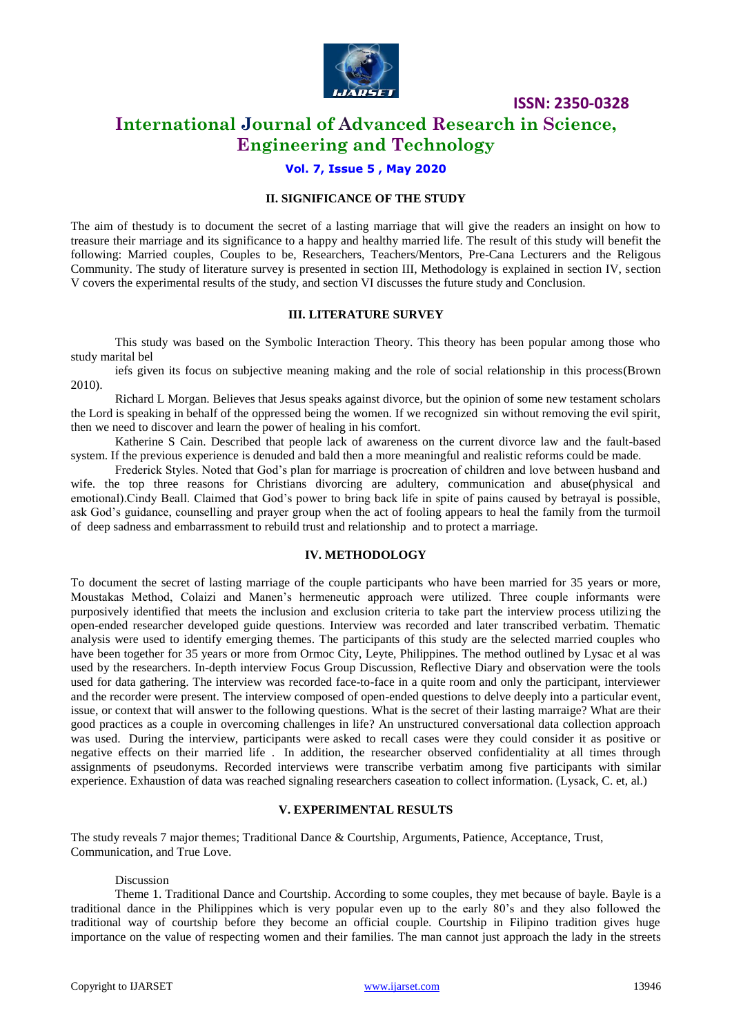## II. SIGNIFICANCE OF THE STUDY

The aim of thestudy is to document the secret of a lasting marriage that will give the readers an insight on how to treasure their marriage and its significance to a happy and healthy married life. The result of this study will benefit the following: Married couples, Couples to be, Researchers, Teachers/Mentors, Pre-Cana Lecturers and the Religous Community. The study of literature survey is presented in section III, Methodology is explained in section IV, section V covers the experimental results of the study, and section VI discusses the future study and Conclusion.

## III. LITERATURE SURVEY

This study was based on the Symbolic Interaction Theory. This theory has been popular among those who study marital bel

iefs given its focus on subjective meaning making and the role of social relationship in this process(Brown 2010).

Richard L Morgan. Believes that Jesus speaks against divorce, but the opinion of some new testament scholars the Lord is speaking in behalf of the oppressed being the women. If we recognized sin without removing the evil spirit, then we need to discover and learn the power of healing in his comfort.

Katherine S Cain. Described that people lack of awareness on the current divorce law and the fault-based system. If the previous experience is denuded and bald then a more meaningful and realistic reforms could be made.

Frederick Styles. Noted that God's plan for marriage is procreation of children and love between husband and wife. the top three reasons for Christians divorcing are adultery, communication and abuse(physical and emotional).Cindy Beall. Claimed that God's power to bring back life in spite of pains caused by betrayal is possible, ask God's guidance, counselling and prayer group when the act of fooling appears to heal the family from the turmoil of deep sadness and embarrassment to rebuild trust and relationship and to protect a marriage.

## IV. METHODOLOGY

To document the secret of lasting marriage of the couple participants who have been married for 35 years or more, Moustakas Method, Colaizi and Manen's hermeneutic approach were utilized. Three couple informants were purposively identified that meets the inclusion and exclusion criteria to take part the interview process utilizing the open-ended researcher developed guide questions. Interview was recorded and later transcribed verbatim. Thematic analysis were used to identify emerging themes. The participants of this study are the selected married couples who have been together for 35 years or more from Ormoc City, Leyte, Philippines. The method outlined by Lysac et al was used by the researchers. In-depth interview Focus Group Discussion, Reflective Diary and observation were the tools used for data gathering. The interview was recorded face-to-face in a quite room and only the participant, interviewer and the recorder were present. The interview composed of open-ended questions to delve deeply into a particular event, issue, or context that will answer to the following questions. What is the secret of their lasting marraige? What are their good practices as a couple in overcoming challenges in life? An unstructured conversational data collection approach was used. During the interview, participants were asked to recall cases were they could consider it as positive or negative effects on their married life . In addition, the researcher observed confidentiality at all times through assignments of pseudonyms. Recorded interviews were transcribe verbatim among five participants with similar experience. Exhaustion of data was reached signaling researchers caseation to collect information. (Lysack, C. et, al.)

## V. EXPERIMENTAL RESULTS

The study reveals 7 major themes; Traditional Dance & Courtship, Arguments, Patience, Acceptance, Trust, Communication, and True Love.

Discussion

Theme 1. Traditional Dance and Courtship. According to some couples, they met because of bayle. Bayle is a traditional dance in the Philippines which is very popular even up to the early 80's and they also followed the traditional way of courtship before they become an official couple. Courtship in Filipino tradition gives huge importance on the value of respecting women and their families. The man cannot just approach the lady in the streets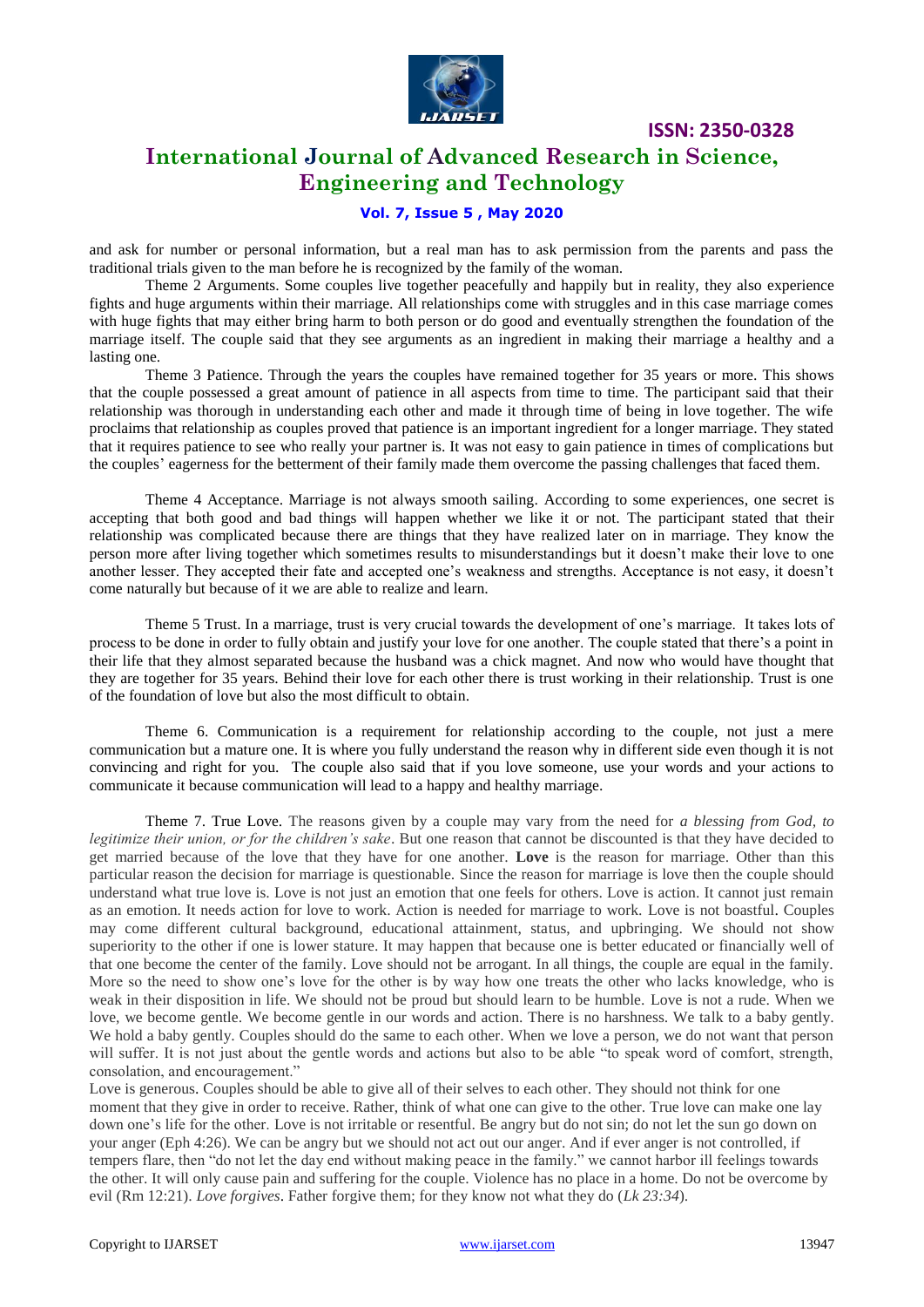and ask for number or personal information, but a real man has to ask permission from the parents and pass the traditional trials given to the man before he is recognized by the family of the woman.

Theme 2 Arguments. Some couples live together peacefully and happily but in reality, they also experience fights and huge arguments within their marriage. All relationships come with struggles and in this case marriage comes with huge fights that may either bring harm to both person or do good and eventually strengthen the foundation of the marriage itself. The couple said that they see arguments as an ingredient in making their marriage a healthy and a lasting one.

Theme 3 Patience. Through the years the couples have remained together for 35 years or more. This shows that the couple possessed a great amount of patience in all aspects from time to time. The participant said that their relationship was thorough in understanding each other and made it through time of being in love together. The wife proclaims that relationship as couples proved that patience is an important ingredient for a longer marriage. They stated that it requires patience to see who really your partner is. It was not easy to gain patience in times of complications but the couples' eagerness for the betterment of their family made them overcome the passing challenges that faced them.

Theme 4 Acceptance. Marriage is not always smooth sailing. According to some experiences, one secret is accepting that both good and bad things will happen whether we like it or not. The participant stated that their relationship was complicated because there are things that they have realized later on in marriage. They know the person more after living together which sometimes results to misunderstandings but it doesn't make their love to one another lesser. They accepted their fate and accepted one's weakness and strengths. Acceptance is not easy, it doesn't come naturally but because of it we are able to realize and learn.

Theme 5 Trust. In a marriage, trust is very crucial towards the development of one's marriage. It takes lots of process to be done in order to fully obtain and justify your love for one another. The couple stated that there's a point in their life that they almost separated because the husband was a chick magnet. And now who would have thought that they are together for 35 years. Behind their love for each other there is trust working in their relationship. Trust is one of the foundation of love but also the most difficult to obtain.

Theme 6. Communication is a requirement for relationship according to the couple, not just a mere communication but a mature one. It is where you fully understand the reason why in different side even though it is not convincing and right for you. The couple also said that if you love someone, use your words and your actions to communicate it because communication will lead to a happy and healthy marriage.

Theme 7. True Love. The reasons given by a couple may vary from the need for *a blessing from God, to legitimize their union, or for the children's sake*. But one reason that cannot be discounted is that they have decided to get married because of the love that they have for one another. **Love** is the reason for marriage. Other than this particular reason the decision for marriage is questionable. Since the reason for marriage is love then the couple should understand what true love is. Love is not just an emotion that one feels for others. Love is action. It cannot just remain as an emotion. It needs action for love to work. Action is needed for marriage to work. Love is not boastful. Couples may come different cultural background, educational attainment, status, and upbringing. We should not show superiority to the other if one is lower stature. It may happen that because one is better educated or financially well of that one become the center of the family. Love should not be arrogant. In all things, the couple are equal in the family. More so the need to show one's love for the other is by way how one treats the other who lacks knowledge, who is weak in their disposition in life. We should not be proud but should learn to be humble. Love is not a rude. When we love, we become gentle. We become gentle in our words and action. There is no harshness. We talk to a baby gently. We hold a baby gently. Couples should do the same to each other. When we love a person, we do not want that person will suffer. It is not just about the gentle words and actions but also to be able "to speak word of comfort, strength, consolation, and encouragement."

Love is generous. Couples should be able to give all of their selves to each other. They should not think for one moment that they give in order to receive. Rather, think of what one can give to the other. True love can make one lay down one's life for the other. Love is not irritable or resentful. Be angry but do not sin; do not let the sun go down on your anger (Eph 4:26). We can be angry but we should not act out our anger. And if ever anger is not controlled, if tempers flare, then "do not let the day end without making peace in the family." we cannot harbor ill feelings towards the other. It will only cause pain and suffering for the couple. Violence has no place in a home. Do not be overcome by evil (Rm 12:21). *Love forgives*. Father forgive them; for they know not what they do (*Lk 23:34*).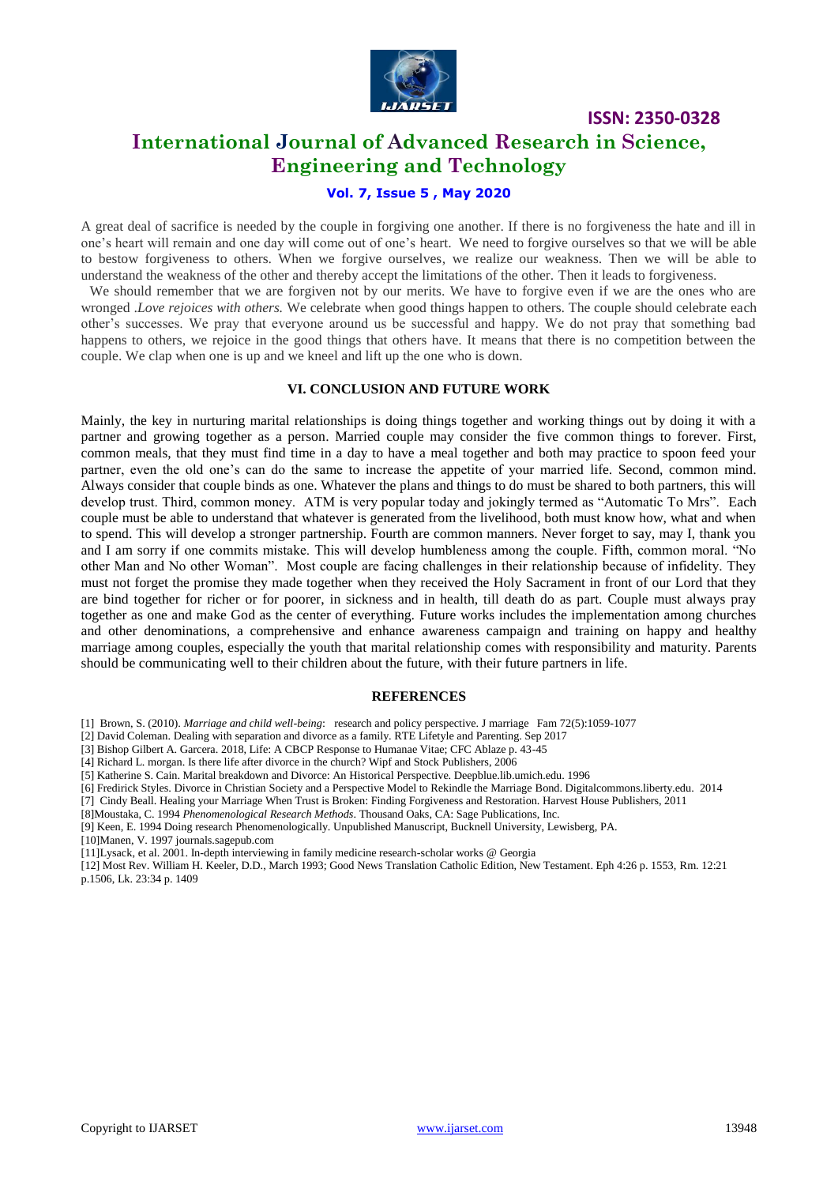A great deal of sacrifice is needed by the couple in forgiving one another. If there is no forgiveness the hate and ill in one's heart will remain and one day will come out of one's heart. We need to forgive ourselves so that we will be able to bestow forgiveness to others. When we forgive ourselves, we realize our weakness. Then we will be able to understand the weakness of the other and thereby accept the limitations of the other. Then it leads to forgiveness.

We should remember that we are forgiven not by our merits. We have to forgive even if we are the ones who are wronged .*Love rejoices with others.* We celebrate when good things happen to others. The couple should celebrate each other's successes. We pray that everyone around us be successful and happy. We do not pray that something bad happens to others, we rejoice in the good things that others have. It means that there is no competition between the couple. We clap when one is up and we kneel and lift up the one who is down.

## VI. CONCLUSION AND FUTURE WORK

Mainly, the key in nurturing marital relationships is doing things together and working things out by doing it with a partner and growing together as a person. Married couple may consider the five common things to forever. First, common meals, that they must find time in a day to have a meal together and both may practice to spoon feed your partner, even the old one's can do the same to increase the appetite of your married life. Second, common mind. Always consider that couple binds as one. Whatever the plans and things to do must be shared to both partners, this will develop trust. Third, common money. ATM is very popular today and jokingly termed as "Automatic To Mrs". Each couple must be able to understand that whatever is generated from the livelihood, both must know how, what and when to spend. This will develop a stronger partnership. Fourth are common manners. Never forget to say, may I, thank you and I am sorry if one commits mistake. This will develop humbleness among the couple. Fifth, common moral. "No other Man and No other Woman". Most couple are facing challenges in their relationship because of infidelity. They must not forget the promise they made together when they received the Holy Sacrament in front of our Lord that they are bind together for richer or for poorer, in sickness and in health, till death do as part. Couple must always pray together as one and make God as the center of everything. Future works includes the implementation among churches and other denominations, a comprehensive and enhance awareness campaign and training on happy and healthy marriage among couples, especially the youth that marital relationship comes with responsibility and maturity. Parents should be communicating well to their children about the future, with their future partners in life.

## REFERENCES

[1] Brown, S. (2010). *Marriage and child well-being*: research and policy perspective. J marriage Fam 72(5):1059-1077

[2] David Coleman. Dealing with separation and divorce as a family. RTE Lifetyle and Parenting. Sep 2017

[3] Bishop Gilbert A. Garcera. 2018, Life: A CBCP Response to Humanae Vitae; CFC Ablaze p. 43-45

[4] Richard L. morgan. Is there life after divorce in the church? Wipf and Stock Publishers, 2006

[5] Katherine S. Cain. Marital breakdown and Divorce: An Historical Perspective. Deepblue.lib.umich.edu. 1996

[6] Fredirick Styles. Divorce in Christian Society and a Perspective Model to Rekindle the Marriage Bond. Digitalcommons.liberty.edu. 2014

[7] Cindy Beall. Healing your Marriage When Trust is Broken: Finding Forgiveness and Restoration. Harvest House Publishers, 2011

[8]Moustaka, C. 1994 *Phenomenological Research Methods*. Thousand Oaks, CA: Sage Publications, Inc.

[9] Keen, E. 1994 Doing research Phenomenologically. Unpublished Manuscript, Bucknell University, Lewisberg, PA.

[10]Manen, V. 1997 journals.sagepub.com

[11]Lysack, et al. 2001. In-depth interviewing in family medicine research-scholar works @ Georgia

[12] Most Rev. William H. Keeler, D.D., March 1993; Good News Translation Catholic Edition, New Testament. Eph 4:26 p. 1553, Rm. 12:21 p.1506, Lk. 23:34 p. 1409